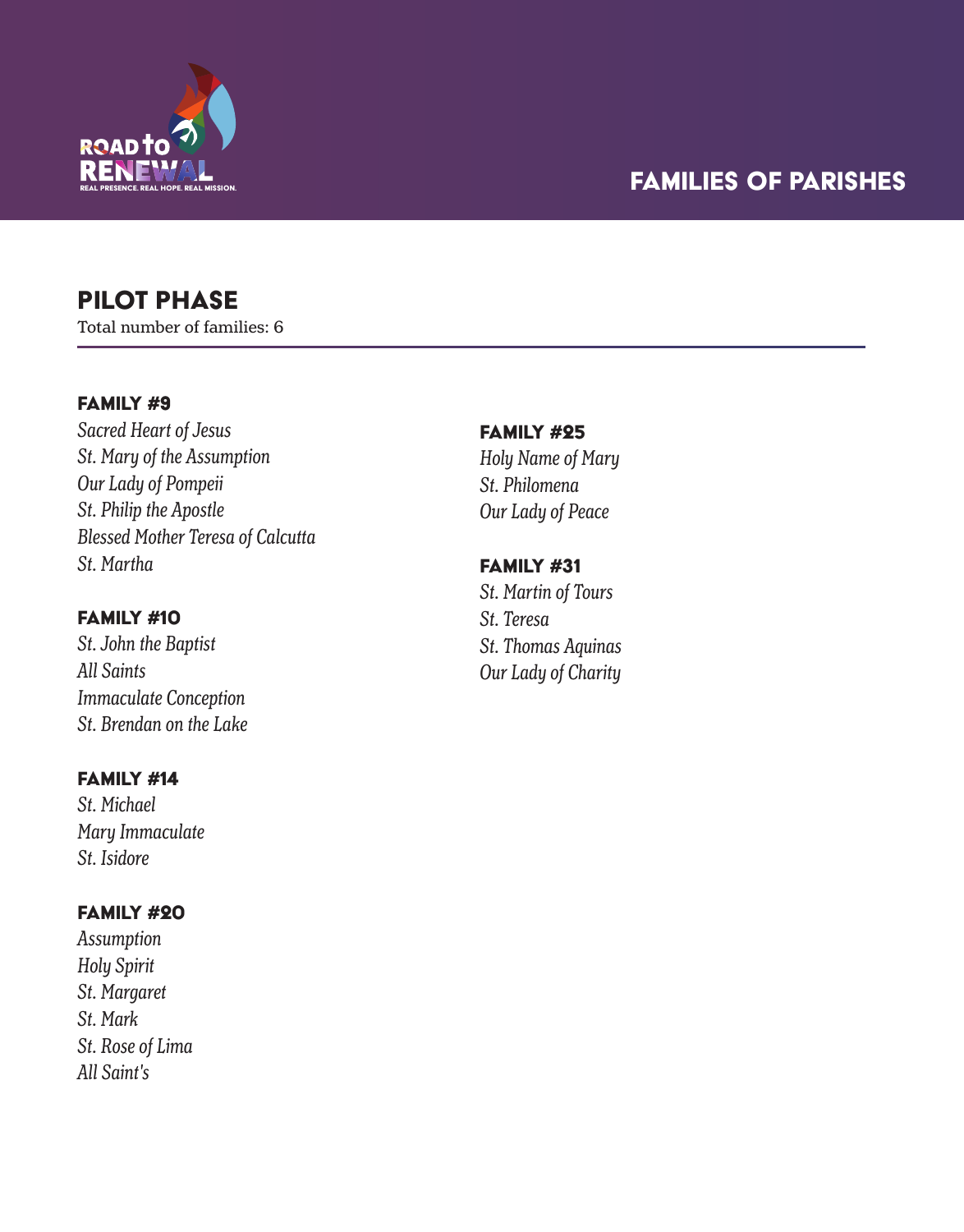ROAD to RENEWAL

REAL PRESENCE. REAL HOPE. REAL MISSION.

# FAMILIES OF PARISHES

## PILOT PHASE

Total number of families: 6

### FAMILY #9

*Sacred Heart of Jesus*
*St. Mary of the Assumption*
*Our Lady of Pompeii*
*St. Philip the Apostle*
*Blessed Mother Teresa of Calcutta*
*St. Martha*

### FAMILY #10

*St. John the Baptist*
*All Saints*
*Immaculate Conception*
*St. Brendan on the Lake*

### FAMILY #14

*St. Michael*
*Mary Immaculate*
*St. Isidore*

### FAMILY #20

*Assumption*
*Holy Spirit*
*St. Margaret*
*St. Mark*
*St. Rose of Lima*
*All Saint's*

### FAMILY #25

*Holy Name of Mary*
*St. Philomena*
*Our Lady of Peace*

### FAMILY #31

*St. Martin of Tours*
*St. Teresa*
*St. Thomas Aquinas*
*Our Lady of Charity*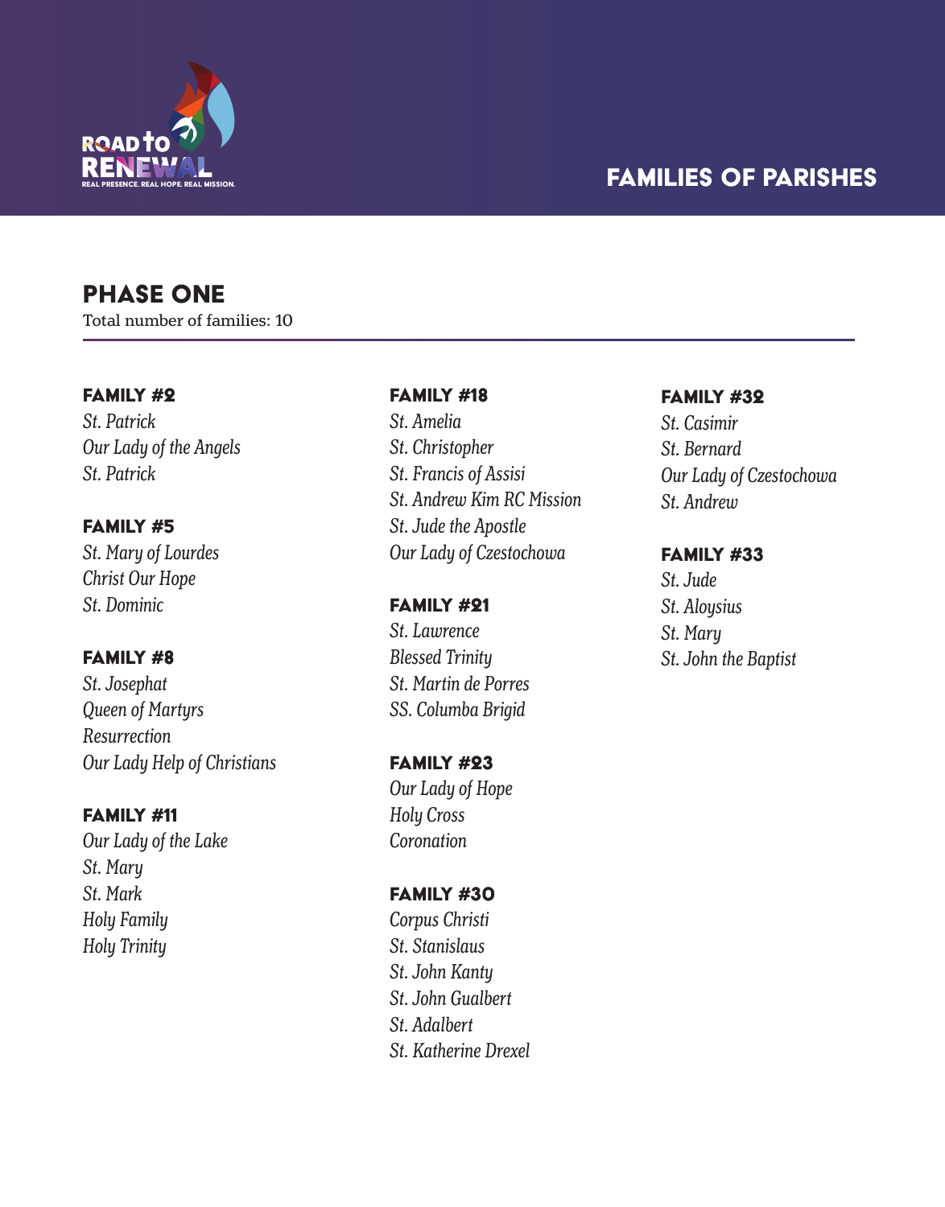# FAMILIES OF PARISHES

## PHASE ONE

Total number of families: 10

### FAMILY #2

*St. Patrick*
*Our Lady of the Angels*
*St. Patrick*

### FAMILY #5

*St. Mary of Lourdes*
*Christ Our Hope*
*St. Dominic*

### FAMILY #8

*St. Josephat*
*Queen of Martyrs*
*Resurrection*
*Our Lady Help of Christians*

### FAMILY #11

*Our Lady of the Lake*
*St. Mary*
*St. Mark*
*Holy Family*
*Holy Trinity*

### FAMILY #18

*St. Amelia*
*St. Christopher*
*St. Francis of Assisi*
*St. Andrew Kim RC Mission*
*St. Jude the Apostle*
*Our Lady of Czestochowa*

### FAMILY #21

*St. Lawrence*
*Blessed Trinity*
*St. Martin de Porres*
*SS. Columba Brigid*

### FAMILY #23

*Our Lady of Hope*
*Holy Cross*
*Coronation*

### FAMILY #30

*Corpus Christi*
*St. Stanislaus*
*St. John Kanty*
*St. John Gualbert*
*St. Adalbert*
*St. Katherine Drexel*

### FAMILY #32

*St. Casimir*
*St. Bernard*
*Our Lady of Czestochowa*
*St. Andrew*

### FAMILY #33

*St. Jude*
*St. Aloysius*
*St. Mary*
*St. John the Baptist*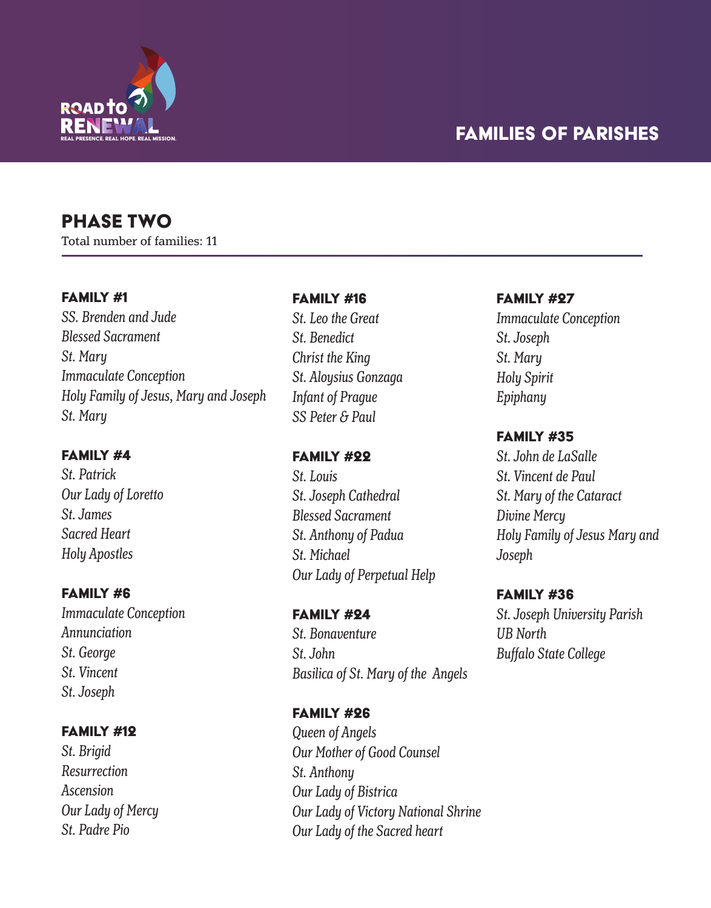# FAMILIES OF PARISHES

## PHASE TWO

Total number of families: 11

### FAMILY #1

*SS. Brenden and Jude*
*Blessed Sacrament*
*St. Mary*
*Immaculate Conception*
*Holy Family of Jesus, Mary and Joseph*
*St. Mary*

### FAMILY #4

*St. Patrick*
*Our Lady of Loretto*
*St. James*
*Sacred Heart*
*Holy Apostles*

### FAMILY #6

*Immaculate Conception*
*Annunciation*
*St. George*
*St. Vincent*
*St. Joseph*

### FAMILY #12

*St. Brigid*
*Resurrection*
*Ascension*
*Our Lady of Mercy*
*St. Padre Pio*

### FAMILY #16

*St. Leo the Great*
*St. Benedict*
*Christ the King*
*St. Aloysius Gonzaga*
*Infant of Prague*
*SS Peter & Paul*

### FAMILY #22

*St. Louis*
*St. Joseph Cathedral*
*Blessed Sacrament*
*St. Anthony of Padua*
*St. Michael*
*Our Lady of Perpetual Help*

### FAMILY #24

*St. Bonaventure*
*St. John*
*Basilica of St. Mary of the Angels*

### FAMILY #26

*Queen of Angels*
*Our Mother of Good Counsel*
*St. Anthony*
*Our Lady of Bistrica*
*Our Lady of Victory National Shrine*
*Our Lady of the Sacred heart*

### FAMILY #27

*Immaculate Conception*
*St. Joseph*
*St. Mary*
*Holy Spirit*
*Epiphany*

### FAMILY #35

*St. John de LaSalle*
*St. Vincent de Paul*
*St. Mary of the Cataract*
*Divine Mercy*
*Holy Family of Jesus Mary and Joseph*

### FAMILY #36

*St. Joseph University Parish*
*UB North*
*Buffalo State College*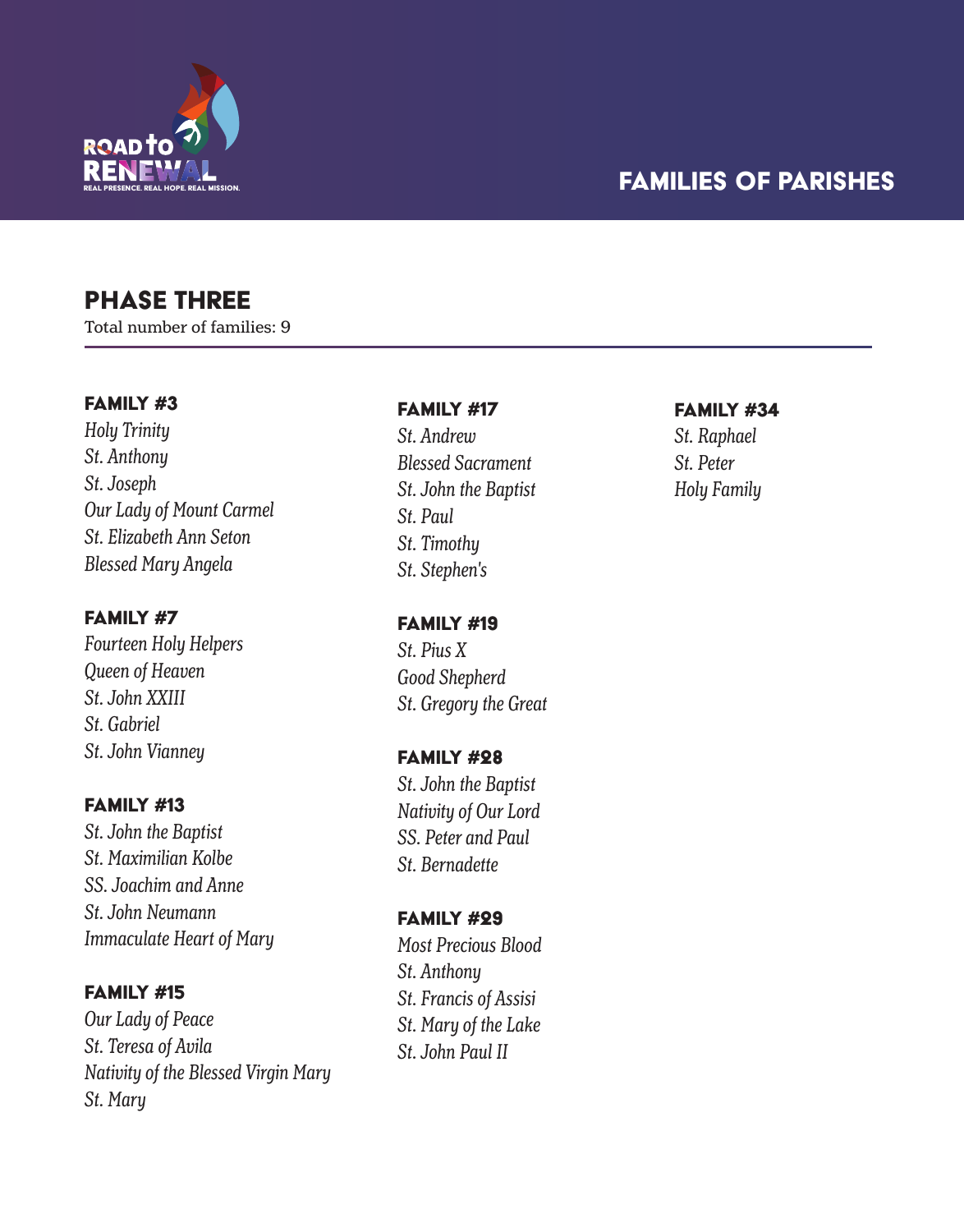# FAMILIES OF PARISHES

## PHASE THREE

Total number of families: 9

### FAMILY #3

*Holy Trinity*
*St. Anthony*
*St. Joseph*
*Our Lady of Mount Carmel*
*St. Elizabeth Ann Seton*
*Blessed Mary Angela*

### FAMILY #7

*Fourteen Holy Helpers*
*Queen of Heaven*
*St. John XXIII*
*St. Gabriel*
*St. John Vianney*

### FAMILY #13

*St. John the Baptist*
*St. Maximilian Kolbe*
*SS. Joachim and Anne*
*St. John Neumann*
*Immaculate Heart of Mary*

### FAMILY #15

*Our Lady of Peace*
*St. Teresa of Avila*
*Nativity of the Blessed Virgin Mary*
*St. Mary*

### FAMILY #17

*St. Andrew*
*Blessed Sacrament*
*St. John the Baptist*
*St. Paul*
*St. Timothy*
*St. Stephen's*

### FAMILY #19

*St. Pius X*
*Good Shepherd*
*St. Gregory the Great*

### FAMILY #28

*St. John the Baptist*
*Nativity of Our Lord*
*SS. Peter and Paul*
*St. Bernadette*

### FAMILY #29

*Most Precious Blood*
*St. Anthony*
*St. Francis of Assisi*
*St. Mary of the Lake*
*St. John Paul II*

### FAMILY #34

*St. Raphael*
*St. Peter*
*Holy Family*